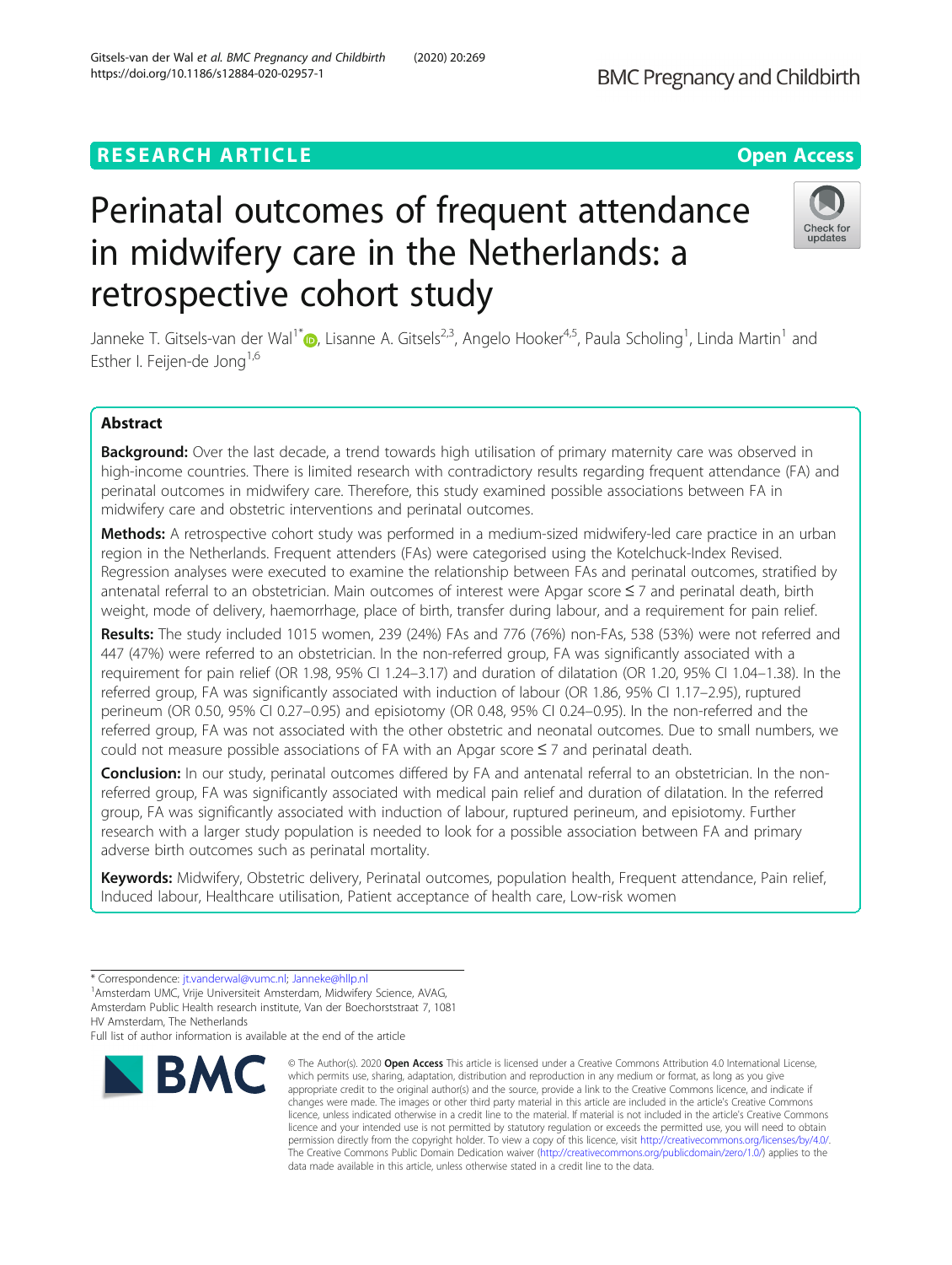RESEARCH ARTICLE

Open Access

# Perinatal outcomes of frequent attendance in midwifery care in the Netherlands: a retrospective cohort study

Janneke T. Gitsels-van der Wal[1*], Lisanne A. Gitsels[2,3], Angelo Hooker[4,5], Paula Scholing[1], Linda Martin[1] and Esther I. Feijen-de Jong[1,6]

## Abstract

**Background:** Over the last decade, a trend towards high utilisation of primary maternity care was observed in high-income countries. There is limited research with contradictory results regarding frequent attendance (FA) and perinatal outcomes in midwifery care. Therefore, this study examined possible associations between FA in midwifery care and obstetric interventions and perinatal outcomes.

**Methods:** A retrospective cohort study was performed in a medium-sized midwifery-led care practice in an urban region in the Netherlands. Frequent attenders (FAs) were categorised using the Kotelchuck-Index Revised. Regression analyses were executed to examine the relationship between FAs and perinatal outcomes, stratified by antenatal referral to an obstetrician. Main outcomes of interest were Apgar score ≤ 7 and perinatal death, birth weight, mode of delivery, haemorrhage, place of birth, transfer during labour, and a requirement for pain relief.

**Results:** The study included 1015 women, 239 (24%) FAs and 776 (76%) non-FAs, 538 (53%) were not referred and 447 (47%) were referred to an obstetrician. In the non-referred group, FA was significantly associated with a requirement for pain relief (OR 1.98, 95% CI 1.24–3.17) and duration of dilatation (OR 1.20, 95% CI 1.04–1.38). In the referred group, FA was significantly associated with induction of labour (OR 1.86, 95% CI 1.17–2.95), ruptured perineum (OR 0.50, 95% CI 0.27–0.95) and episiotomy (OR 0.48, 95% CI 0.24–0.95). In the non-referred and the referred group, FA was not associated with the other obstetric and neonatal outcomes. Due to small numbers, we could not measure possible associations of FA with an Apgar score ≤ 7 and perinatal death.

**Conclusion:** In our study, perinatal outcomes differed by FA and antenatal referral to an obstetrician. In the non-referred group, FA was significantly associated with medical pain relief and duration of dilatation. In the referred group, FA was significantly associated with induction of labour, ruptured perineum, and episiotomy. Further research with a larger study population is needed to look for a possible association between FA and primary adverse birth outcomes such as perinatal mortality.

**Keywords:** Midwifery, Obstetric delivery, Perinatal outcomes, population health, Frequent attendance, Pain relief, Induced labour, Healthcare utilisation, Patient acceptance of health care, Low-risk women

---

\* Correspondence: jt.vanderwal@vumc.nl; Janneke@hllp.nl
[1]Amsterdam UMC, Vrije Universiteit Amsterdam, Midwifery Science, AVAG, Amsterdam Public Health research institute, Van der Boechorststraat 7, 1081 HV Amsterdam, The Netherlands
Full list of author information is available at the end of the article

© The Author(s). 2020 **Open Access** This article is licensed under a Creative Commons Attribution 4.0 International License, which permits use, sharing, adaptation, distribution and reproduction in any medium or format, as long as you give appropriate credit to the original author(s) and the source, provide a link to the Creative Commons licence, and indicate if changes were made. The images or other third party material in this article are included in the article's Creative Commons licence, unless indicated otherwise in a credit line to the material. If material is not included in the article's Creative Commons licence and your intended use is not permitted by statutory regulation or exceeds the permitted use, you will need to obtain permission directly from the copyright holder. To view a copy of this licence, visit http://creativecommons.org/licenses/by/4.0/. The Creative Commons Public Domain Dedication waiver (http://creativecommons.org/publicdomain/zero/1.0/) applies to the data made available in this article, unless otherwise stated in a credit line to the data.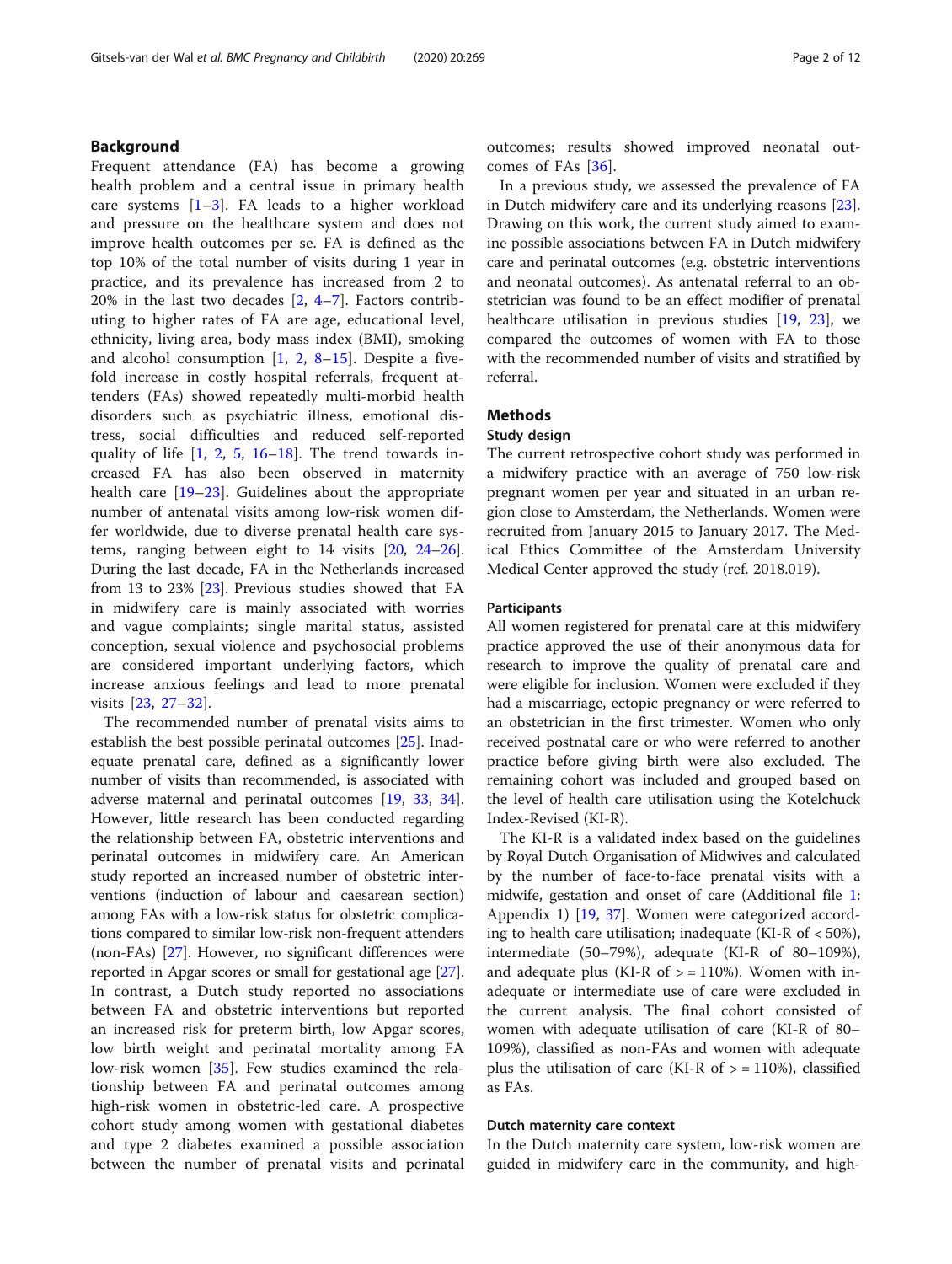## Background

Frequent attendance (FA) has become a growing health problem and a central issue in primary health care systems [1–3]. FA leads to a higher workload and pressure on the healthcare system and does not improve health outcomes per se. FA is defined as the top 10% of the total number of visits during 1 year in practice, and its prevalence has increased from 2 to 20% in the last two decades [2, 4–7]. Factors contributing to higher rates of FA are age, educational level, ethnicity, living area, body mass index (BMI), smoking and alcohol consumption [1, 2, 8–15]. Despite a five-fold increase in costly hospital referrals, frequent attenders (FAs) showed repeatedly multi-morbid health disorders such as psychiatric illness, emotional distress, social difficulties and reduced self-reported quality of life [1, 2, 5, 16–18]. The trend towards increased FA has also been observed in maternity health care [19–23]. Guidelines about the appropriate number of antenatal visits among low-risk women differ worldwide, due to diverse prenatal health care systems, ranging between eight to 14 visits [20, 24–26]. During the last decade, FA in the Netherlands increased from 13 to 23% [23]. Previous studies showed that FA in midwifery care is mainly associated with worries and vague complaints; single marital status, assisted conception, sexual violence and psychosocial problems are considered important underlying factors, which increase anxious feelings and lead to more prenatal visits [23, 27–32].

The recommended number of prenatal visits aims to establish the best possible perinatal outcomes [25]. Inadequate prenatal care, defined as a significantly lower number of visits than recommended, is associated with adverse maternal and perinatal outcomes [19, 33, 34]. However, little research has been conducted regarding the relationship between FA, obstetric interventions and perinatal outcomes in midwifery care. An American study reported an increased number of obstetric interventions (induction of labour and caesarean section) among FAs with a low-risk status for obstetric complications compared to similar low-risk non-frequent attenders (non-FAs) [27]. However, no significant differences were reported in Apgar scores or small for gestational age [27]. In contrast, a Dutch study reported no associations between FA and obstetric interventions but reported an increased risk for preterm birth, low Apgar scores, low birth weight and perinatal mortality among FA low-risk women [35]. Few studies examined the relationship between FA and perinatal outcomes among high-risk women in obstetric-led care. A prospective cohort study among women with gestational diabetes and type 2 diabetes examined a possible association between the number of prenatal visits and perinatal outcomes; results showed improved neonatal outcomes of FAs [36].

In a previous study, we assessed the prevalence of FA in Dutch midwifery care and its underlying reasons [23]. Drawing on this work, the current study aimed to examine possible associations between FA in Dutch midwifery care and perinatal outcomes (e.g. obstetric interventions and neonatal outcomes). As antenatal referral to an obstetrician was found to be an effect modifier of prenatal healthcare utilisation in previous studies [19, 23], we compared the outcomes of women with FA to those with the recommended number of visits and stratified by referral.

## Methods

### Study design

The current retrospective cohort study was performed in a midwifery practice with an average of 750 low-risk pregnant women per year and situated in an urban region close to Amsterdam, the Netherlands. Women were recruited from January 2015 to January 2017. The Medical Ethics Committee of the Amsterdam University Medical Center approved the study (ref. 2018.019).

### Participants

All women registered for prenatal care at this midwifery practice approved the use of their anonymous data for research to improve the quality of prenatal care and were eligible for inclusion. Women were excluded if they had a miscarriage, ectopic pregnancy or were referred to an obstetrician in the first trimester. Women who only received postnatal care or who were referred to another practice before giving birth were also excluded. The remaining cohort was included and grouped based on the level of health care utilisation using the Kotelchuck Index-Revised (KI-R).

The KI-R is a validated index based on the guidelines by Royal Dutch Organisation of Midwives and calculated by the number of face-to-face prenatal visits with a midwife, gestation and onset of care (Additional file 1: Appendix 1) [19, 37]. Women were categorized according to health care utilisation; inadequate (KI-R of < 50%), intermediate (50–79%), adequate (KI-R of 80–109%), and adequate plus (KI-R of > = 110%). Women with inadequate or intermediate use of care were excluded in the current analysis. The final cohort consisted of women with adequate utilisation of care (KI-R of 80–109%), classified as non-FAs and women with adequate plus the utilisation of care (KI-R of > = 110%), classified as FAs.

### Dutch maternity care context

In the Dutch maternity care system, low-risk women are guided in midwifery care in the community, and high-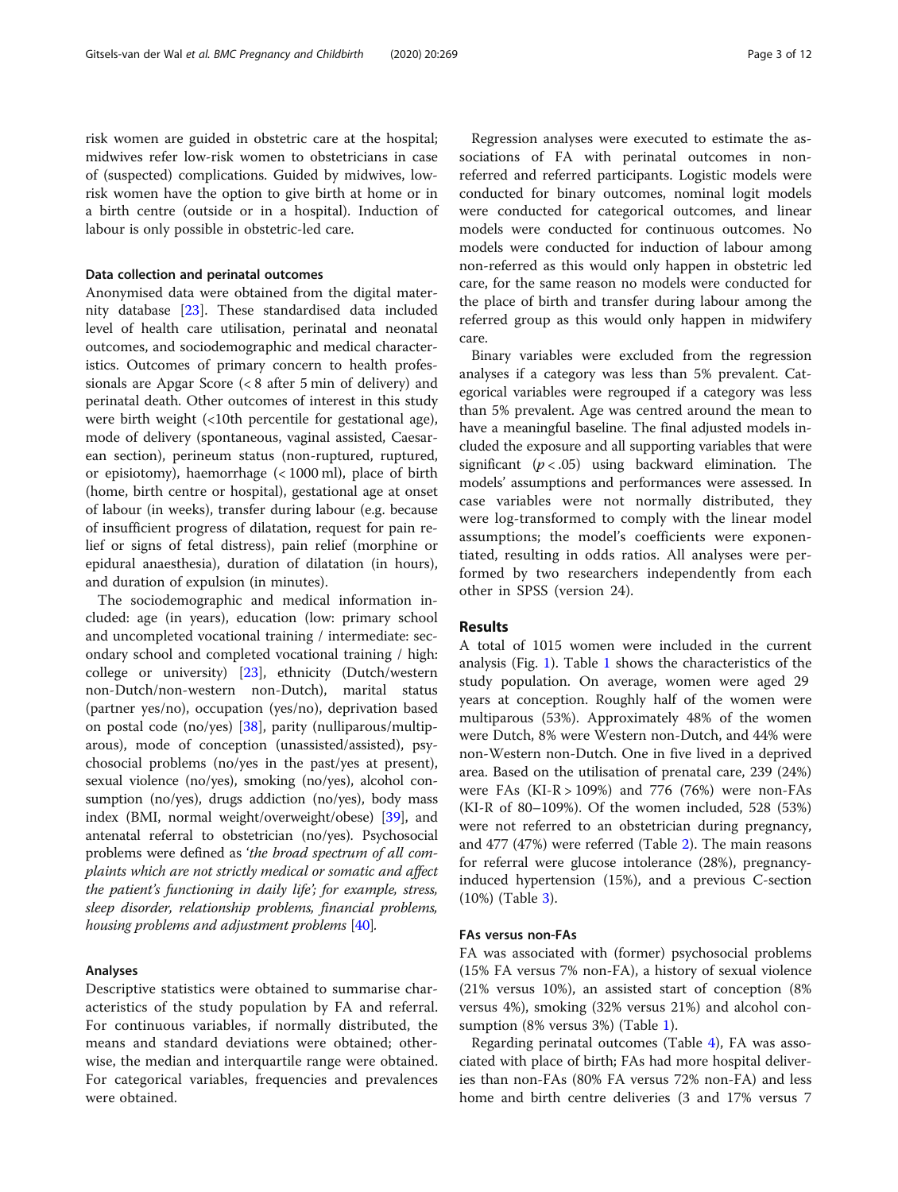risk women are guided in obstetric care at the hospital; midwives refer low-risk women to obstetricians in case of (suspected) complications. Guided by midwives, low-risk women have the option to give birth at home or in a birth centre (outside or in a hospital). Induction of labour is only possible in obstetric-led care.

### Data collection and perinatal outcomes

Anonymised data were obtained from the digital maternity database [23]. These standardised data included level of health care utilisation, perinatal and neonatal outcomes, and sociodemographic and medical characteristics. Outcomes of primary concern to health professionals are Apgar Score (< 8 after 5 min of delivery) and perinatal death. Other outcomes of interest in this study were birth weight (<10th percentile for gestational age), mode of delivery (spontaneous, vaginal assisted, Caesarean section), perineum status (non-ruptured, ruptured, or episiotomy), haemorrhage (< 1000 ml), place of birth (home, birth centre or hospital), gestational age at onset of labour (in weeks), transfer during labour (e.g. because of insufficient progress of dilatation, request for pain relief or signs of fetal distress), pain relief (morphine or epidural anaesthesia), duration of dilatation (in hours), and duration of expulsion (in minutes).

The sociodemographic and medical information included: age (in years), education (low: primary school and uncompleted vocational training / intermediate: secondary school and completed vocational training / high: college or university) [23], ethnicity (Dutch/western non-Dutch/non-western non-Dutch), marital status (partner yes/no), occupation (yes/no), deprivation based on postal code (no/yes) [38], parity (nulliparous/multiparous), mode of conception (unassisted/assisted), psychosocial problems (no/yes in the past/yes at present), sexual violence (no/yes), smoking (no/yes), alcohol consumption (no/yes), drugs addiction (no/yes), body mass index (BMI, normal weight/overweight/obese) [39], and antenatal referral to obstetrician (no/yes). Psychosocial problems were defined as *'the broad spectrum of all complaints which are not strictly medical or somatic and affect the patient's functioning in daily life'; for example, stress, sleep disorder, relationship problems, financial problems, housing problems and adjustment problems* [40].

### Analyses

Descriptive statistics were obtained to summarise characteristics of the study population by FA and referral. For continuous variables, if normally distributed, the means and standard deviations were obtained; otherwise, the median and interquartile range were obtained. For categorical variables, frequencies and prevalences were obtained.

Regression analyses were executed to estimate the associations of FA with perinatal outcomes in non-referred and referred participants. Logistic models were conducted for binary outcomes, nominal logit models were conducted for categorical outcomes, and linear models were conducted for continuous outcomes. No models were conducted for induction of labour among non-referred as this would only happen in obstetric led care, for the same reason no models were conducted for the place of birth and transfer during labour among the referred group as this would only happen in midwifery care.

Binary variables were excluded from the regression analyses if a category was less than 5% prevalent. Categorical variables were regrouped if a category was less than 5% prevalent. Age was centred around the mean to have a meaningful baseline. The final adjusted models included the exposure and all supporting variables that were significant ($p < .05$) using backward elimination. The models' assumptions and performances were assessed. In case variables were not normally distributed, they were log-transformed to comply with the linear model assumptions; the model's coefficients were exponentiated, resulting in odds ratios. All analyses were performed by two researchers independently from each other in SPSS (version 24).

## Results

A total of 1015 women were included in the current analysis (Fig. 1). Table 1 shows the characteristics of the study population. On average, women were aged 29 years at conception. Roughly half of the women were multiparous (53%). Approximately 48% of the women were Dutch, 8% were Western non-Dutch, and 44% were non-Western non-Dutch. One in five lived in a deprived area. Based on the utilisation of prenatal care, 239 (24%) were FAs (KI-R > 109%) and 776 (76%) were non-FAs (KI-R of 80–109%). Of the women included, 528 (53%) were not referred to an obstetrician during pregnancy, and 477 (47%) were referred (Table 2). The main reasons for referral were glucose intolerance (28%), pregnancy-induced hypertension (15%), and a previous C-section (10%) (Table 3).

### FAs versus non-FAs

FA was associated with (former) psychosocial problems (15% FA versus 7% non-FA), a history of sexual violence (21% versus 10%), an assisted start of conception (8% versus 4%), smoking (32% versus 21%) and alcohol consumption (8% versus 3%) (Table 1).

Regarding perinatal outcomes (Table 4), FA was associated with place of birth; FAs had more hospital deliveries than non-FAs (80% FA versus 72% non-FA) and less home and birth centre deliveries (3 and 17% versus 7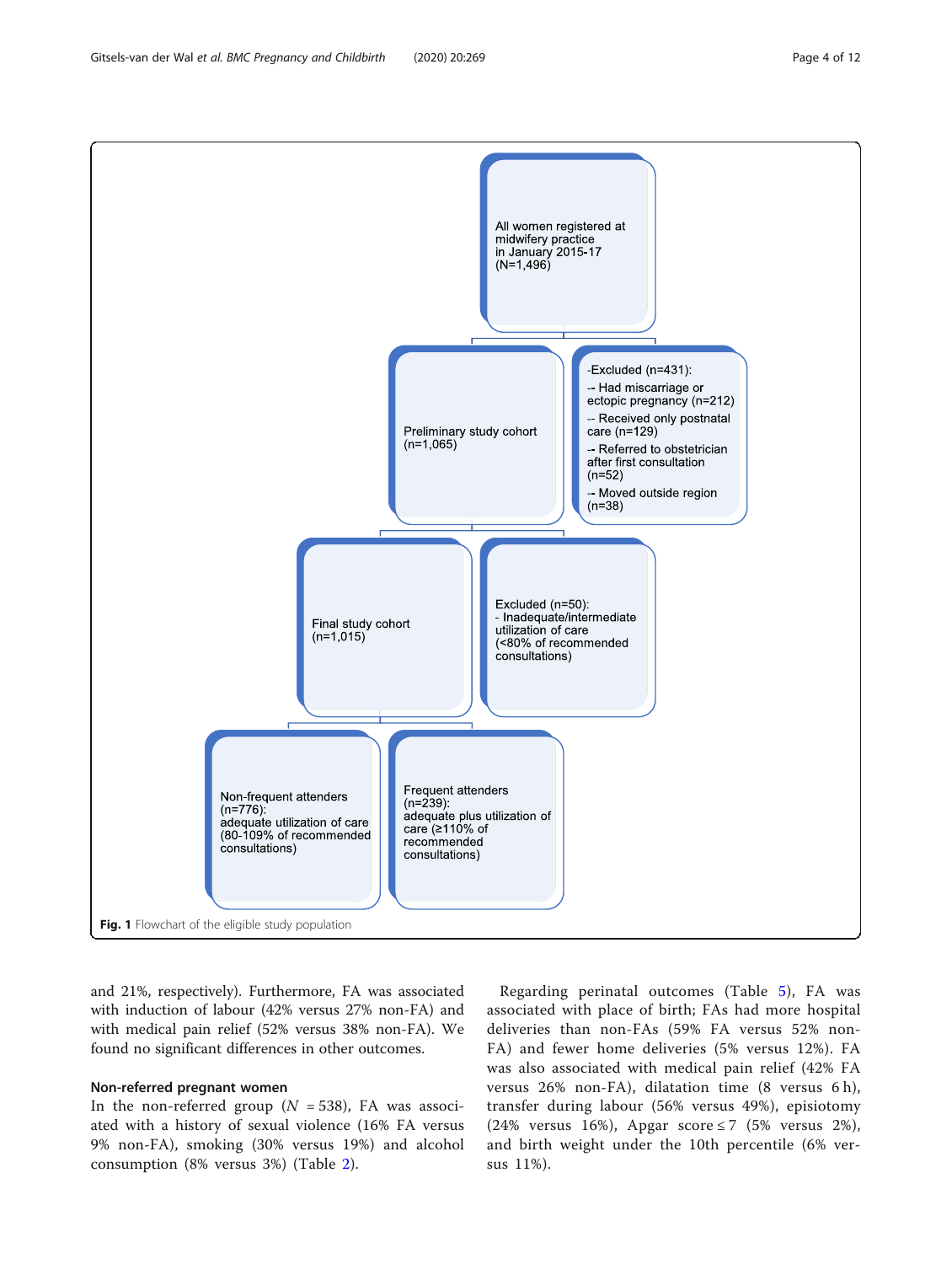All women registered at midwifery practice in January 2015-17 (N=1,496)

Preliminary study cohort (n=1,065)

-Excluded (n=431):
-- Had miscarriage or ectopic pregnancy (n=212)
-- Received only postnatal care (n=129)
-- Referred to obstetrician after first consultation (n=52)
-- Moved outside region (n=38)

Final study cohort (n=1,015)

Excluded (n=50):
- Inadequate/intermediate utilization of care (<80% of recommended consultations)

Non-frequent attenders (n=776): adequate utilization of care (80-109% of recommended consultations)

Frequent attenders (n=239): adequate plus utilization of care (≥110% of recommended consultations)

**Fig. 1** Flowchart of the eligible study population

and 21%, respectively). Furthermore, FA was associated with induction of labour (42% versus 27% non-FA) and with medical pain relief (52% versus 38% non-FA). We found no significant differences in other outcomes.

### Non-referred pregnant women

In the non-referred group ($N = 538$), FA was associated with a history of sexual violence (16% FA versus 9% non-FA), smoking (30% versus 19%) and alcohol consumption (8% versus 3%) (Table 2).

Regarding perinatal outcomes (Table 5), FA was associated with place of birth; FAs had more hospital deliveries than non-FAs (59% FA versus 52% non-FA) and fewer home deliveries (5% versus 12%). FA was also associated with medical pain relief (42% FA versus 26% non-FA), dilatation time (8 versus 6 h), transfer during labour (56% versus 49%), episiotomy (24% versus 16%), Apgar score ≤ 7 (5% versus 2%), and birth weight under the 10th percentile (6% versus 11%).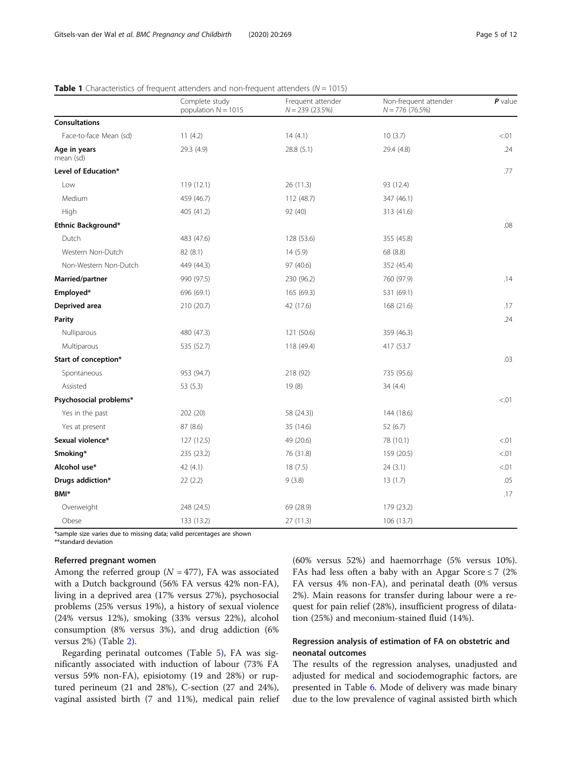**Table 1** Characteristics of frequent attenders and non-frequent attenders ($N = 1015$)

| | Complete study population N = 1015 | Frequent attender N = 239 (23.5%) | Non-frequent attender N = 776 (76.5%) | **P** value |
|---|---|---|---|---|
| **Consultations** | | | | |
| Face-to-face Mean (sd) | 11 (4.2) | 14 (4.1) | 10 (3.7) | <.01 |
| **Age in years** mean (sd) | 29.3 (4.9) | 28.8 (5.1) | 29.4 (4.8) | .24 |
| **Level of Education*** | | | | .77 |
| Low | 119 (12.1) | 26 (11.3) | 93 (12.4) | |
| Medium | 459 (46.7) | 112 (48.7) | 347 (46.1) | |
| High | 405 (41.2) | 92 (40) | 313 (41.6) | |
| **Ethnic Background*** | | | | .08 |
| Dutch | 483 (47.6) | 128 (53.6) | 355 (45.8) | |
| Western Non-Dutch | 82 (8.1) | 14 (5.9) | 68 (8.8) | |
| Non-Western Non-Dutch | 449 (44.3) | 97 (40.6) | 352 (45.4) | |
| **Married/partner** | 990 (97.5) | 230 (96.2) | 760 (97.9) | .14 |
| **Employed*** | 696 (69.1) | 165 (69.3) | 531 (69.1) | |
| **Deprived area** | 210 (20.7) | 42 (17.6) | 168 (21.6) | .17 |
| **Parity** | | | | .24 |
| Nulliparous | 480 (47.3) | 121 (50.6) | 359 (46.3) | |
| Multiparous | 535 (52.7) | 118 (49.4) | 417 (53.7 | |
| **Start of conception*** | | | | .03 |
| Spontaneous | 953 (94.7) | 218 (92) | 735 (95.6) | |
| Assisted | 53 (5.3) | 19 (8) | 34 (4.4) | |
| **Psychosocial problems*** | | | | <.01 |
| Yes in the past | 202 (20) | 58 (24.3)) | 144 (18.6) | |
| Yes at present | 87 (8.6) | 35 (14.6) | 52 (6.7) | |
| **Sexual violence*** | 127 (12.5) | 49 (20.6) | 78 (10.1) | <.01 |
| **Smoking*** | 235 (23.2) | 76 (31.8) | 159 (20.5) | <.01 |
| **Alcohol use*** | 42 (4.1) | 18 (7.5) | 24 (3.1) | <.01 |
| **Drugs addiction*** | 22 (2.2) | 9 (3.8) | 13 (1.7) | .05 |
| **BMI*** | | | | .17 |
| Overweight | 248 (24.5) | 69 (28.9) | 179 (23.2) | |
| Obese | 133 (13.2) | 27 (11.3) | 106 (13.7) | |

*sample size varies due to missing data; valid percentages are shown
**standard deviation

### Referred pregnant women

Among the referred group ($N = 477$), FA was associated with a Dutch background (56% FA versus 42% non-FA), living in a deprived area (17% versus 27%), psychosocial problems (25% versus 19%), a history of sexual violence (24% versus 12%), smoking (33% versus 22%), alcohol consumption (8% versus 3%), and drug addiction (6% versus 2%) (Table 2).

Regarding perinatal outcomes (Table 5), FA was significantly associated with induction of labour (73% FA versus 59% non-FA), episiotomy (19 and 28%) or ruptured perineum (21 and 28%), C-section (27 and 24%), vaginal assisted birth (7 and 11%), medical pain relief (60% versus 52%) and haemorrhage (5% versus 10%). FAs had less often a baby with an Apgar Score ≤ 7 (2% FA versus 4% non-FA), and perinatal death (0% versus 2%). Main reasons for transfer during labour were a request for pain relief (28%), insufficient progress of dilatation (25%) and meconium-stained fluid (14%).

### Regression analysis of estimation of FA on obstetric and neonatal outcomes

The results of the regression analyses, unadjusted and adjusted for medical and sociodemographic factors, are presented in Table 6. Mode of delivery was made binary due to the low prevalence of vaginal assisted birth which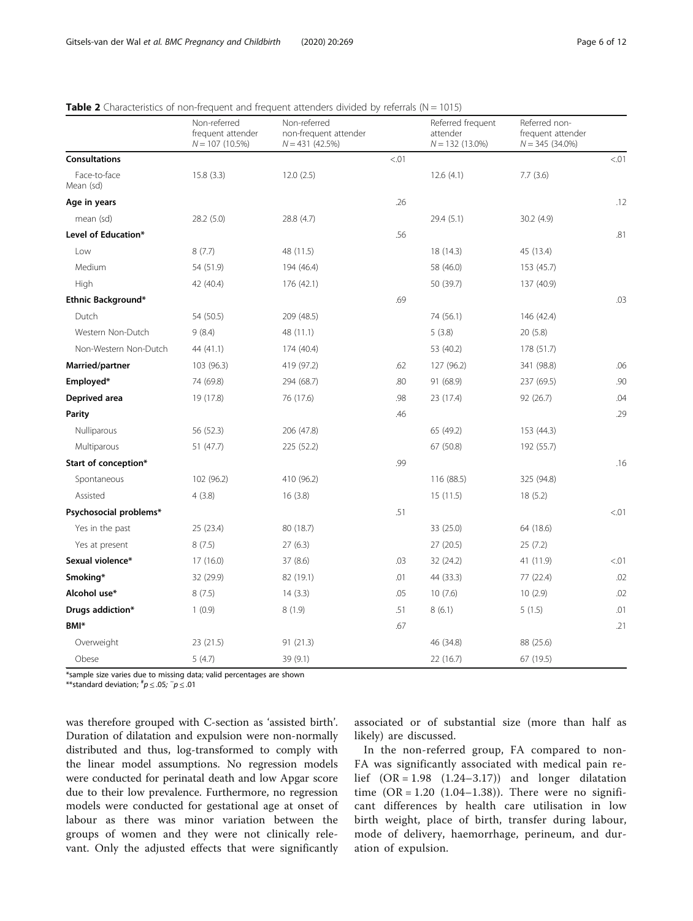**Table 2** Characteristics of non-frequent and frequent attenders divided by referrals (N = 1015)

| | Non-referred frequent attender $N = 107$ (10.5%) | Non-referred non-frequent attender $N = 431$ (42.5%) | | Referred frequent attender $N = 132$ (13.0%) | Referred non-frequent attender $N = 345$ (34.0%) | |
|---|---|---|---|---|---|---|
| **Consultations** | | | <.01 | | | <.01 |
| Face-to-face Mean (sd) | 15.8 (3.3) | 12.0 (2.5) | | 12.6 (4.1) | 7.7 (3.6) | |
| **Age in years** | | | .26 | | | .12 |
| mean (sd) | 28.2 (5.0) | 28.8 (4.7) | | 29.4 (5.1) | 30.2 (4.9) | |
| **Level of Education*** | | | .56 | | | .81 |
| Low | 8 (7.7) | 48 (11.5) | | 18 (14.3) | 45 (13.4) | |
| Medium | 54 (51.9) | 194 (46.4) | | 58 (46.0) | 153 (45.7) | |
| High | 42 (40.4) | 176 (42.1) | | 50 (39.7) | 137 (40.9) | |
| **Ethnic Background*** | | | .69 | | | .03 |
| Dutch | 54 (50.5) | 209 (48.5) | | 74 (56.1) | 146 (42.4) | |
| Western Non-Dutch | 9 (8.4) | 48 (11.1) | | 5 (3.8) | 20 (5.8) | |
| Non-Western Non-Dutch | 44 (41.1) | 174 (40.4) | | 53 (40.2) | 178 (51.7) | |
| **Married/partner** | 103 (96.3) | 419 (97.2) | .62 | 127 (96.2) | 341 (98.8) | .06 |
| **Employed*** | 74 (69.8) | 294 (68.7) | .80 | 91 (68.9) | 237 (69.5) | .90 |
| **Deprived area** | 19 (17.8) | 76 (17.6) | .98 | 23 (17.4) | 92 (26.7) | .04 |
| **Parity** | | | .46 | | | .29 |
| Nulliparous | 56 (52.3) | 206 (47.8) | | 65 (49.2) | 153 (44.3) | |
| Multiparous | 51 (47.7) | 225 (52.2) | | 67 (50.8) | 192 (55.7) | |
| **Start of conception*** | | | .99 | | | .16 |
| Spontaneous | 102 (96.2) | 410 (96.2) | | 116 (88.5) | 325 (94.8) | |
| Assisted | 4 (3.8) | 16 (3.8) | | 15 (11.5) | 18 (5.2) | |
| **Psychosocial problems*** | | | .51 | | | <.01 |
| Yes in the past | 25 (23.4) | 80 (18.7) | | 33 (25.0) | 64 (18.6) | |
| Yes at present | 8 (7.5) | 27 (6.3) | | 27 (20.5) | 25 (7.2) | |
| **Sexual violence*** | 17 (16.0) | 37 (8.6) | .03 | 32 (24.2) | 41 (11.9) | <.01 |
| **Smoking*** | 32 (29.9) | 82 (19.1) | .01 | 44 (33.3) | 77 (22.4) | .02 |
| **Alcohol use*** | 8 (7.5) | 14 (3.3) | .05 | 10 (7.6) | 10 (2.9) | .02 |
| **Drugs addiction*** | 1 (0.9) | 8 (1.9) | .51 | 8 (6.1) | 5 (1.5) | .01 |
| **BMI*** | | | .67 | | | .21 |
| Overweight | 23 (21.5) | 91 (21.3) | | 46 (34.8) | 88 (25.6) | |
| Obese | 5 (4.7) | 39 (9.1) | | 22 (16.7) | 67 (19.5) | |

*sample size varies due to missing data; valid percentages are shown
**standard deviation; #$p \leq .05$; ¯$p \leq .01$

was therefore grouped with C-section as 'assisted birth'. Duration of dilatation and expulsion were non-normally distributed and thus, log-transformed to comply with the linear model assumptions. No regression models were conducted for perinatal death and low Apgar score due to their low prevalence. Furthermore, no regression models were conducted for gestational age at onset of labour as there was minor variation between the groups of women and they were not clinically relevant. Only the adjusted effects that were significantly associated or of substantial size (more than half as likely) are discussed.

In the non-referred group, FA compared to non-FA was significantly associated with medical pain relief (OR = 1.98 (1.24–3.17)) and longer dilatation time (OR = 1.20 (1.04–1.38)). There were no significant differences by health care utilisation in low birth weight, place of birth, transfer during labour, mode of delivery, haemorrhage, perineum, and duration of expulsion.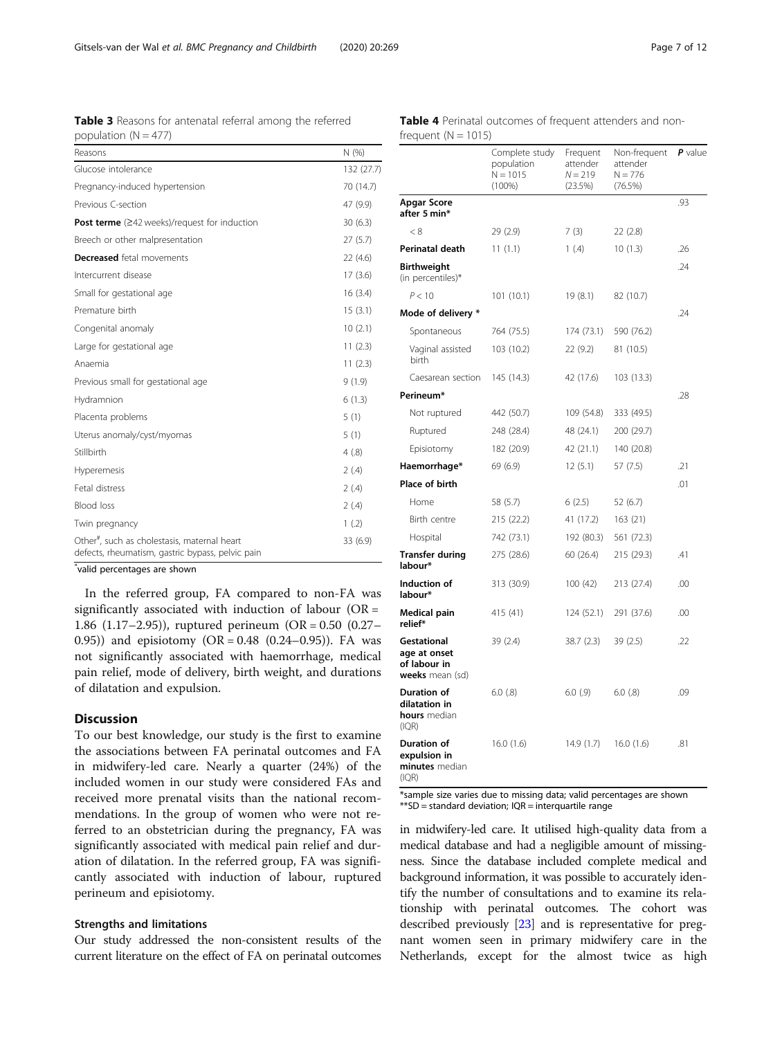**Table 3** Reasons for antenatal referral among the referred population (N = 477)

| Reasons | N (%) |
|---|---|
| Glucose intolerance | 132 (27.7) |
| Pregnancy-induced hypertension | 70 (14.7) |
| Previous C-section | 47 (9.9) |
| **Post terme** (≥42 weeks)/request for induction | 30 (6.3) |
| Breech or other malpresentation | 27 (5.7) |
| **Decreased** fetal movements | 22 (4.6) |
| Intercurrent disease | 17 (3.6) |
| Small for gestational age | 16 (3.4) |
| Premature birth | 15 (3.1) |
| Congenital anomaly | 10 (2.1) |
| Large for gestational age | 11 (2.3) |
| Anaemia | 11 (2.3) |
| Previous small for gestational age | 9 (1.9) |
| Hydramnion | 6 (1.3) |
| Placenta problems | 5 (1) |
| Uterus anomaly/cyst/myomas | 5 (1) |
| Stillbirth | 4 (.8) |
| Hyperemesis | 2 (.4) |
| Fetal distress | 2 (.4) |
| Blood loss | 2 (.4) |
| Twin pregnancy | 1 (.2) |
| Other[#], such as cholestasis, maternal heart defects, rheumatism, gastric bypass, pelvic pain | 33 (6.9) |

[*]valid percentages are shown

**Table 4** Perinatal outcomes of frequent attenders and non-frequent (N = 1015)

| | Complete study population N = 1015 (100%) | Frequent attender N = 219 (23.5%) | Non-frequent attender N = 776 (76.5%) | **P** value |
|---|---|---|---|---|
| **Apgar Score after 5 min*** | | | | .93 |
| < 8 | 29 (2.9) | 7 (3) | 22 (2.8) | |
| **Perinatal death** | 11 (1.1) | 1 (.4) | 10 (1.3) | .26 |
| **Birthweight** (in percentiles)* | | | | .24 |
| P < 10 | 101 (10.1) | 19 (8.1) | 82 (10.7) | |
| **Mode of delivery** * | | | | .24 |
| Spontaneous | 764 (75.5) | 174 (73.1) | 590 (76.2) | |
| Vaginal assisted birth | 103 (10.2) | 22 (9.2) | 81 (10.5) | |
| Caesarean section | 145 (14.3) | 42 (17.6) | 103 (13.3) | |
| **Perineum*** | | | | .28 |
| Not ruptured | 442 (50.7) | 109 (54.8) | 333 (49.5) | |
| Ruptured | 248 (28.4) | 48 (24.1) | 200 (29.7) | |
| Episiotomy | 182 (20.9) | 42 (21.1) | 140 (20.8) | |
| **Haemorrhage*** | 69 (6.9) | 12 (5.1) | 57 (7.5) | .21 |
| **Place of birth** | | | | .01 |
| Home | 58 (5.7) | 6 (2.5) | 52 (6.7) | |
| Birth centre | 215 (22.2) | 41 (17.2) | 163 (21) | |
| Hospital | 742 (73.1) | 192 (80.3) | 561 (72.3) | |
| **Transfer during labour*** | 275 (28.6) | 60 (26.4) | 215 (29.3) | .41 |
| **Induction of labour*** | 313 (30.9) | 100 (42) | 213 (27.4) | .00 |
| **Medical pain relief*** | 415 (41) | 124 (52.1) | 291 (37.6) | .00 |
| **Gestational age at onset of labour in weeks** mean (sd) | 39 (2.4) | 38.7 (2.3) | 39 (2.5) | .22 |
| **Duration of dilatation in hours** median (IQR) | 6.0 (.8) | 6.0 (.9) | 6.0 (.8) | .09 |
| **Duration of expulsion in minutes** median (IQR) | 16.0 (1.6) | 14.9 (1.7) | 16.0 (1.6) | .81 |

*sample size varies due to missing data; valid percentages are shown
**SD = standard deviation; IQR = interquartile range

In the referred group, FA compared to non-FA was significantly associated with induction of labour (OR = 1.86 (1.17–2.95)), ruptured perineum (OR = 0.50 (0.27–0.95)) and episiotomy (OR = 0.48 (0.24–0.95)). FA was not significantly associated with haemorrhage, medical pain relief, mode of delivery, birth weight, and durations of dilatation and expulsion.

## Discussion

To our best knowledge, our study is the first to examine the associations between FA perinatal outcomes and FA in midwifery-led care. Nearly a quarter (24%) of the included women in our study were considered FAs and received more prenatal visits than the national recommendations. In the group of women who were not referred to an obstetrician during the pregnancy, FA was significantly associated with medical pain relief and duration of dilatation. In the referred group, FA was significantly associated with induction of labour, ruptured perineum and episiotomy.

### Strengths and limitations

Our study addressed the non-consistent results of the current literature on the effect of FA on perinatal outcomes in midwifery-led care. It utilised high-quality data from a medical database and had a negligible amount of missingness. Since the database included complete medical and background information, it was possible to accurately identify the number of consultations and to examine its relationship with perinatal outcomes. The cohort was described previously [23] and is representative for pregnant women seen in primary midwifery care in the Netherlands, except for the almost twice as high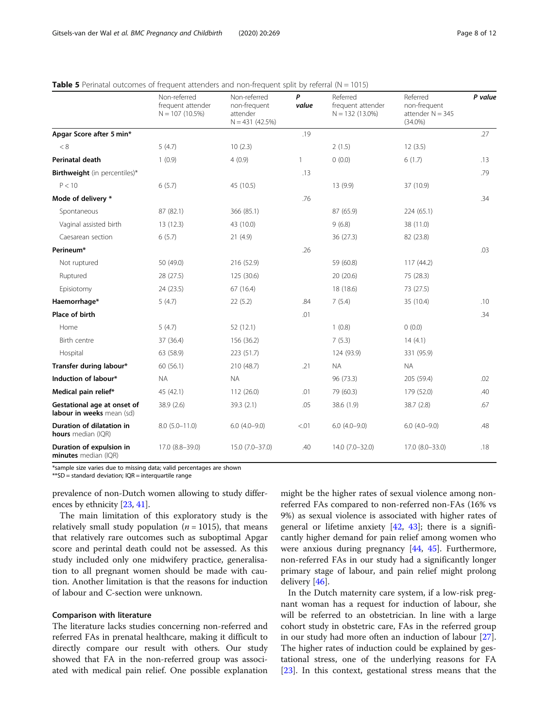**Table 5** Perinatal outcomes of frequent attenders and non-frequent split by referral (N = 1015)

| | Non-referred frequent attender N = 107 (10.5%) | Non-referred non-frequent attender N = 431 (42.5%) | P value | Referred frequent attender N = 132 (13.0%) | Referred non-frequent attender N = 345 (34.0%) | P value |
|---|---|---|---|---|---|---|
| **Apgar Score after 5 min*** | | | .19 | | | .27 |
| < 8 | 5 (4.7) | 10 (2.3) | | 2 (1.5) | 12 (3.5) | |
| **Perinatal death** | 1 (0.9) | 4 (0.9) | 1 | 0 (0.0) | 6 (1.7) | .13 |
| **Birthweight** (in percentiles)* | | | .13 | | | .79 |
| P < 10 | 6 (5.7) | 45 (10.5) | | 13 (9.9) | 37 (10.9) | |
| **Mode of delivery *** | | | .76 | | | .34 |
| Spontaneous | 87 (82.1) | 366 (85.1) | | 87 (65.9) | 224 (65.1) | |
| Vaginal assisted birth | 13 (12.3) | 43 (10.0) | | 9 (6.8) | 38 (11.0) | |
| Caesarean section | 6 (5.7) | 21 (4.9) | | 36 (27.3) | 82 (23.8) | |
| **Perineum*** | | | .26 | | | .03 |
| Not ruptured | 50 (49.0) | 216 (52.9) | | 59 (60.8) | 117 (44.2) | |
| Ruptured | 28 (27.5) | 125 (30.6) | | 20 (20.6) | 75 (28.3) | |
| Episiotomy | 24 (23.5) | 67 (16.4) | | 18 (18.6) | 73 (27.5) | |
| **Haemorrhage*** | 5 (4.7) | 22 (5.2) | .84 | 7 (5.4) | 35 (10.4) | .10 |
| **Place of birth** | | | .01 | | | .34 |
| Home | 5 (4.7) | 52 (12.1) | | 1 (0.8) | 0 (0.0) | |
| Birth centre | 37 (36.4) | 156 (36.2) | | 7 (5.3) | 14 (4.1) | |
| Hospital | 63 (58.9) | 223 (51.7) | | 124 (93.9) | 331 (95.9) | |
| **Transfer during labour*** | 60 (56.1) | 210 (48.7) | .21 | NA | NA | |
| **Induction of labour*** | NA | NA | | 96 (73.3) | 205 (59.4) | .02 |
| **Medical pain relief*** | 45 (42.1) | 112 (26.0) | .01 | 79 (60.3) | 179 (52.0) | .40 |
| **Gestational age at onset of labour in weeks** mean (sd) | 38.9 (2.6) | 39.3 (2.1) | .05 | 38.6 (1.9) | 38.7 (2.8) | .67 |
| **Duration of dilatation in hours** median (IQR) | 8.0 (5.0–11.0) | 6.0 (4.0–9.0) | <.01 | 6.0 (4.0–9.0) | 6.0 (4.0–9.0) | .48 |
| **Duration of expulsion in minutes** median (IQR) | 17.0 (8.8–39.0) | 15.0 (7.0–37.0) | .40 | 14.0 (7.0–32.0) | 17.0 (8.0–33.0) | .18 |

*sample size varies due to missing data; valid percentages are shown
**SD = standard deviation; IQR = interquartile range

prevalence of non-Dutch women allowing to study differences by ethnicity [23, 41].

The main limitation of this exploratory study is the relatively small study population ($n = 1015$), that means that relatively rare outcomes such as suboptimal Apgar score and perintal death could not be assessed. As this study included only one midwifery practice, generalisation to all pregnant women should be made with caution. Another limitation is that the reasons for induction of labour and C-section were unknown.

### Comparison with literature

The literature lacks studies concerning non-referred and referred FAs in prenatal healthcare, making it difficult to directly compare our result with others. Our study showed that FA in the non-referred group was associated with medical pain relief. One possible explanation might be the higher rates of sexual violence among non-referred FAs compared to non-referred non-FAs (16% vs 9%) as sexual violence is associated with higher rates of general or lifetime anxiety [42, 43]; there is a significantly higher demand for pain relief among women who were anxious during pregnancy [44, 45]. Furthermore, non-referred FAs in our study had a significantly longer primary stage of labour, and pain relief might prolong delivery [46].

In the Dutch maternity care system, if a low-risk pregnant woman has a request for induction of labour, she will be referred to an obstetrician. In line with a large cohort study in obstetric care, FAs in the referred group in our study had more often an induction of labour [27]. The higher rates of induction could be explained by gestational stress, one of the underlying reasons for FA [23]. In this context, gestational stress means that the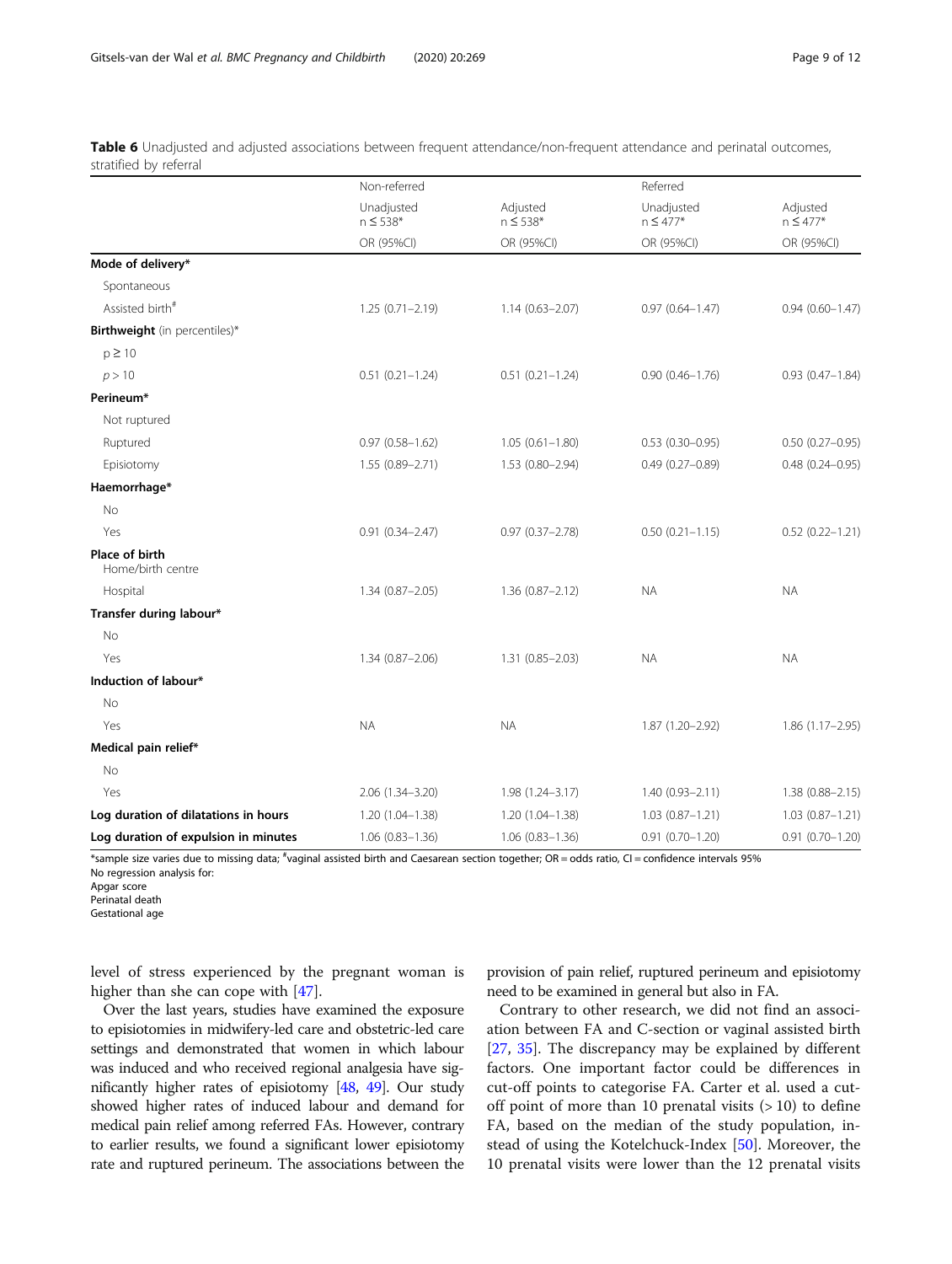**Table 6** Unadjusted and adjusted associations between frequent attendance/non-frequent attendance and perinatal outcomes, stratified by referral

| | Non-referred | | Referred | |
|---|---|---|---|---|
| | Unadjusted n ≤ 538* | Adjusted n ≤ 538* | Unadjusted n ≤ 477* | Adjusted n ≤ 477* |
| | OR (95%CI) | OR (95%CI) | OR (95%CI) | OR (95%CI) |
| **Mode of delivery*** | | | | |
| Spontaneous | | | | |
| Assisted birth[#] | 1.25 (0.71–2.19) | 1.14 (0.63–2.07) | 0.97 (0.64–1.47) | 0.94 (0.60–1.47) |
| **Birthweight** (in percentiles)* | | | | |
| p ≥ 10 | | | | |
| *p* > 10 | 0.51 (0.21–1.24) | 0.51 (0.21–1.24) | 0.90 (0.46–1.76) | 0.93 (0.47–1.84) |
| **Perineum*** | | | | |
| Not ruptured | | | | |
| Ruptured | 0.97 (0.58–1.62) | 1.05 (0.61–1.80) | 0.53 (0.30–0.95) | 0.50 (0.27–0.95) |
| Episiotomy | 1.55 (0.89–2.71) | 1.53 (0.80–2.94) | 0.49 (0.27–0.89) | 0.48 (0.24–0.95) |
| **Haemorrhage*** | | | | |
| No | | | | |
| Yes | 0.91 (0.34–2.47) | 0.97 (0.37–2.78) | 0.50 (0.21–1.15) | 0.52 (0.22–1.21) |
| **Place of birth** Home/birth centre | | | | |
| Hospital | 1.34 (0.87–2.05) | 1.36 (0.87–2.12) | NA | NA |
| **Transfer during labour*** | | | | |
| No | | | | |
| Yes | 1.34 (0.87–2.06) | 1.31 (0.85–2.03) | NA | NA |
| **Induction of labour*** | | | | |
| No | | | | |
| Yes | NA | NA | 1.87 (1.20–2.92) | 1.86 (1.17–2.95) |
| **Medical pain relief*** | | | | |
| No | | | | |
| Yes | 2.06 (1.34–3.20) | 1.98 (1.24–3.17) | 1.40 (0.93–2.11) | 1.38 (0.88–2.15) |
| **Log duration of dilatations in hours** | 1.20 (1.04–1.38) | 1.20 (1.04–1.38) | 1.03 (0.87–1.21) | 1.03 (0.87–1.21) |
| **Log duration of expulsion in minutes** | 1.06 (0.83–1.36) | 1.06 (0.83–1.36) | 0.91 (0.70–1.20) | 0.91 (0.70–1.20) |

*sample size varies due to missing data; [#]vaginal assisted birth and Caesarean section together; OR = odds ratio, CI = confidence intervals 95%
No regression analysis for:
Apgar score
Perinatal death
Gestational age

level of stress experienced by the pregnant woman is higher than she can cope with [47].

Over the last years, studies have examined the exposure to episiotomies in midwifery-led care and obstetric-led care settings and demonstrated that women in which labour was induced and who received regional analgesia have significantly higher rates of episiotomy [48, 49]. Our study showed higher rates of induced labour and demand for medical pain relief among referred FAs. However, contrary to earlier results, we found a significant lower episiotomy rate and ruptured perineum. The associations between the provision of pain relief, ruptured perineum and episiotomy need to be examined in general but also in FA.

Contrary to other research, we did not find an association between FA and C-section or vaginal assisted birth [27, 35]. The discrepancy may be explained by different factors. One important factor could be differences in cut-off points to categorise FA. Carter et al. used a cut-off point of more than 10 prenatal visits (> 10) to define FA, based on the median of the study population, instead of using the Kotelchuck-Index [50]. Moreover, the 10 prenatal visits were lower than the 12 prenatal visits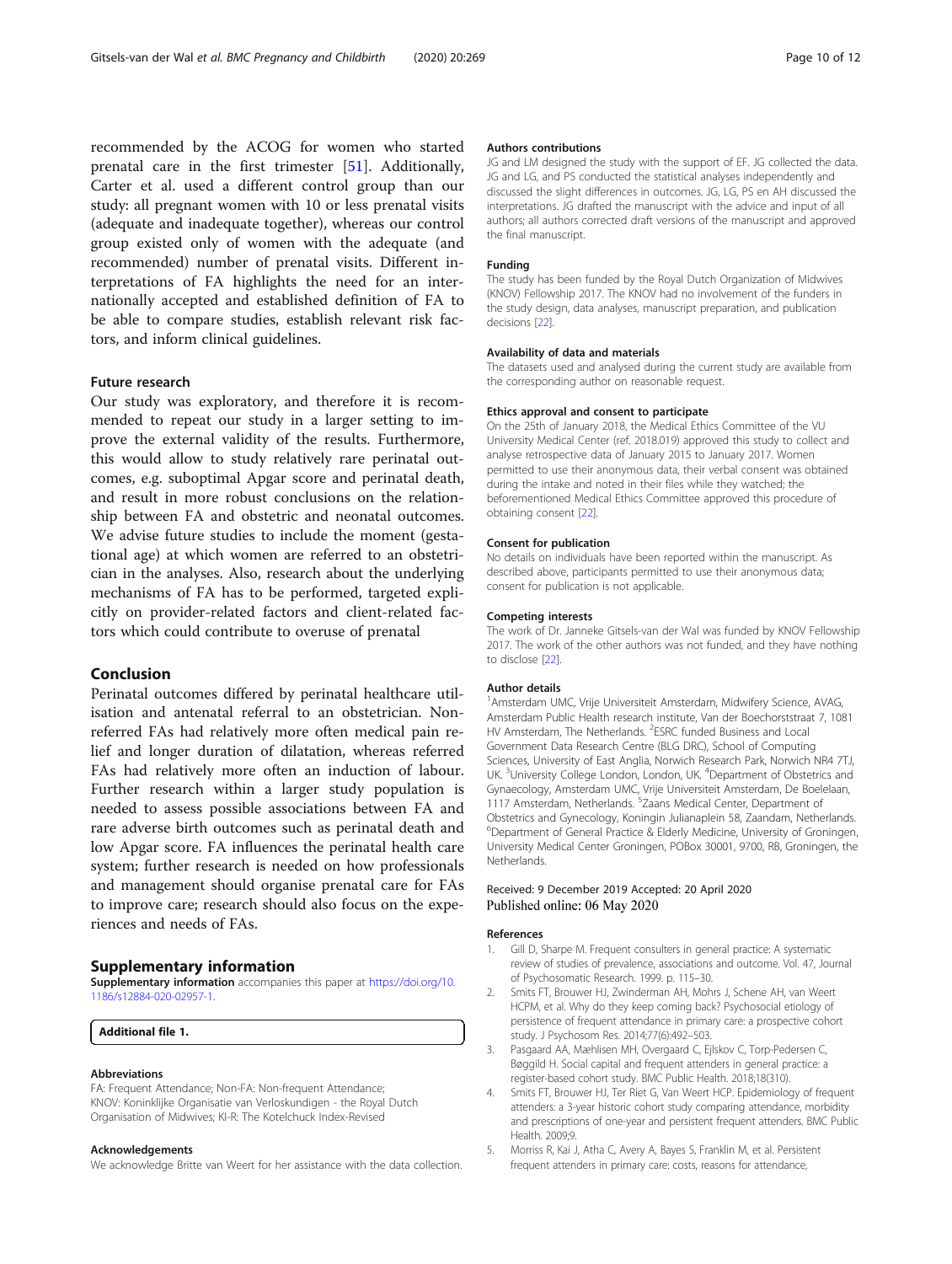recommended by the ACOG for women who started prenatal care in the first trimester [51]. Additionally, Carter et al. used a different control group than our study: all pregnant women with 10 or less prenatal visits (adequate and inadequate together), whereas our control group existed only of women with the adequate (and recommended) number of prenatal visits. Different interpretations of FA highlights the need for an internationally accepted and established definition of FA to be able to compare studies, establish relevant risk factors, and inform clinical guidelines.

### Future research

Our study was exploratory, and therefore it is recommended to repeat our study in a larger setting to improve the external validity of the results. Furthermore, this would allow to study relatively rare perinatal outcomes, e.g. suboptimal Apgar score and perinatal death, and result in more robust conclusions on the relationship between FA and obstetric and neonatal outcomes. We advise future studies to include the moment (gestational age) at which women are referred to an obstetrician in the analyses. Also, research about the underlying mechanisms of FA has to be performed, targeted explicitly on provider-related factors and client-related factors which could contribute to overuse of prenatal

## Conclusion

Perinatal outcomes differed by perinatal healthcare utilisation and antenatal referral to an obstetrician. Non-referred FAs had relatively more often medical pain relief and longer duration of dilatation, whereas referred FAs had relatively more often an induction of labour. Further research within a larger study population is needed to assess possible associations between FA and rare adverse birth outcomes such as perinatal death and low Apgar score. FA influences the perinatal health care system; further research is needed on how professionals and management should organise prenatal care for FAs to improve care; research should also focus on the experiences and needs of FAs.

## Supplementary information

**Supplementary information** accompanies this paper at https://doi.org/10.1186/s12884-020-02957-1.

**Additional file 1.**

#### Abbreviations

FA: Frequent Attendance; Non-FA: Non-frequent Attendance; KNOV: Koninklijke Organisatie van Verloskundigen - the Royal Dutch Organisation of Midwives; KI-R: The Kotelchuck Index-Revised

#### Acknowledgements

We acknowledge Britte van Weert for her assistance with the data collection.

#### Authors contributions

JG and LM designed the study with the support of EF. JG collected the data. JG and LG, and PS conducted the statistical analyses independently and discussed the slight differences in outcomes. JG, LG, PS en AH discussed the interpretations. JG drafted the manuscript with the advice and input of all authors; all authors corrected draft versions of the manuscript and approved the final manuscript.

#### Funding

The study has been funded by the Royal Dutch Organization of Midwives (KNOV) Fellowship 2017. The KNOV had no involvement of the funders in the study design, data analyses, manuscript preparation, and publication decisions [22].

#### Availability of data and materials

The datasets used and analysed during the current study are available from the corresponding author on reasonable request.

#### Ethics approval and consent to participate

On the 25th of January 2018, the Medical Ethics Committee of the VU University Medical Center (ref. 2018.019) approved this study to collect and analyse retrospective data of January 2015 to January 2017. Women permitted to use their anonymous data, their verbal consent was obtained during the intake and noted in their files while they watched; the beforementioned Medical Ethics Committee approved this procedure of obtaining consent [22].

#### Consent for publication

No details on individuals have been reported within the manuscript. As described above, participants permitted to use their anonymous data; consent for publication is not applicable.

#### Competing interests

The work of Dr. Janneke Gitsels-van der Wal was funded by KNOV Fellowship 2017. The work of the other authors was not funded, and they have nothing to disclose [22].

#### Author details

[1]Amsterdam UMC, Vrije Universiteit Amsterdam, Midwifery Science, AVAG, Amsterdam Public Health research institute, Van der Boechorststraat 7, 1081 HV Amsterdam, The Netherlands. [2]ESRC funded Business and Local Government Data Research Centre (BLG DRC), School of Computing Sciences, University of East Anglia, Norwich Research Park, Norwich NR4 7TJ, UK. [3]University College London, London, UK. [4]Department of Obstetrics and Gynaecology, Amsterdam UMC, Vrije Universiteit Amsterdam, De Boelelaan, 1117 Amsterdam, Netherlands. [5]Zaans Medical Center, Department of Obstetrics and Gynecology, Koningin Julianaplein 58, Zaandam, Netherlands. [6]Department of General Practice & Elderly Medicine, University of Groningen, University Medical Center Groningen, POBox 30001, 9700, RB, Groningen, the Netherlands.

Received: 9 December 2019 Accepted: 20 April 2020
Published online: 06 May 2020

#### References

1. Gill D, Sharpe M. Frequent consulters in general practice: A systematic review of studies of prevalence, associations and outcome. Vol. 47, Journal of Psychosomatic Research. 1999. p. 115–30.
2. Smits FT, Brouwer HJ, Zwinderman AH, Mohrs J, Schene AH, van Weert HCPM, et al. Why do they keep coming back? Psychosocial etiology of persistence of frequent attendance in primary care: a prospective cohort study. J Psychosom Res. 2014;77(6):492–503.
3. Pasgaard AA, Mæhlisen MH, Overgaard C, Ejlskov C, Torp-Pedersen C, Bøggild H. Social capital and frequent attenders in general practice: a register-based cohort study. BMC Public Health. 2018;18(310).
4. Smits FT, Brouwer HJ, Ter Riet G, Van Weert HCP. Epidemiology of frequent attenders: a 3-year historic cohort study comparing attendance, morbidity and prescriptions of one-year and persistent frequent attenders. BMC Public Health. 2009;9.
5. Morriss R, Kai J, Atha C, Avery A, Bayes S, Franklin M, et al. Persistent frequent attenders in primary care: costs, reasons for attendance,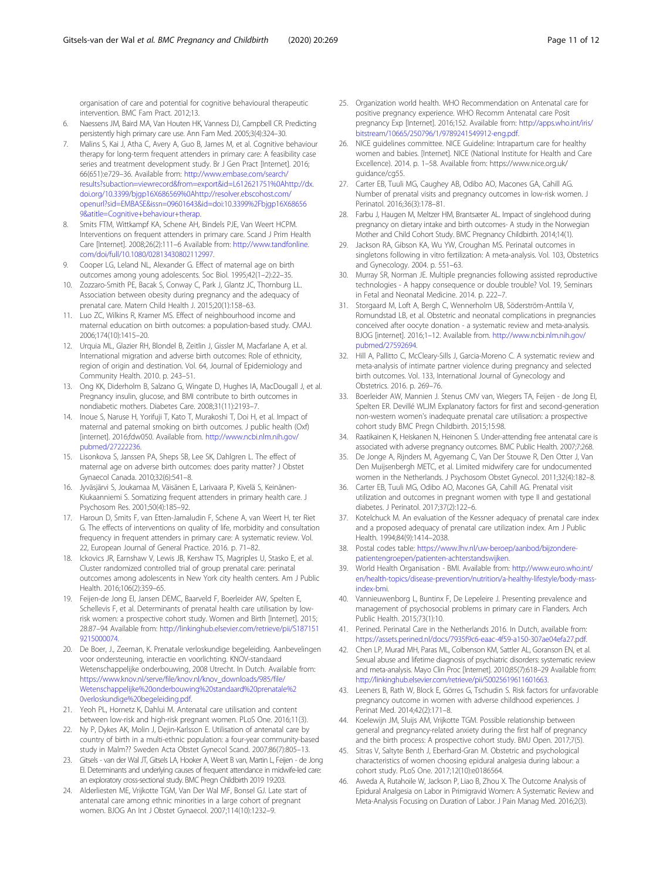organisation of care and potential for cognitive behavioural therapeutic intervention. BMC Fam Pract. 2012;13.

6. Naessens JM, Baird MA, Van Houten HK, Vanness DJ, Campbell CR. Predicting persistently high primary care use. Ann Fam Med. 2005;3(4):324–30.
7. Malins S, Kai J, Atha C, Avery A, Guo B, James M, et al. Cognitive behaviour therapy for long-term frequent attenders in primary care: A feasibility case series and treatment development study. Br J Gen Pract [Internet]. 2016; 66(651):e729–36. Available from: http://www.embase.com/search/results?subaction=viewrecord&from=export&id=L612621751%0Ahttp://dx.doi.org/10.3399/bjgp16X686569%0Ahttp://resolver.ebscohost.com/openurl?sid=EMBASE&issn=09601643&id=doi:10.3399%2Fbjgp16X686569&atitle=Cognitive+behaviour+therap.
8. Smits FTM, Wittkampf KA, Schene AH, Bindels PJE, Van Weert HCPM. Interventions on frequent attenders in primary care. Scand J Prim Health Care [Internet]. 2008;26(2):111–6 Available from: http://www.tandfonline.com/doi/full/10.1080/02813430802112997.
9. Cooper LG, Leland NL, Alexander G. Effect of maternal age on birth outcomes among young adolescents. Soc Biol. 1995;42(1–2):22–35.
10. Zozzaro-Smith PE, Bacak S, Conway C, Park J, Glantz JC, Thornburg LL. Association between obesity during pregnancy and the adequacy of prenatal care. Matern Child Health J. 2015;20(1):158–63.
11. Luo ZC, Wilkins R, Kramer MS. Effect of neighbourhood income and maternal education on birth outcomes: a population-based study. CMAJ. 2006;174(10):1415–20.
12. Urquia ML, Glazier RH, Blondel B, Zeitlin J, Gissler M, Macfarlane A, et al. International migration and adverse birth outcomes: Role of ethnicity, region of origin and destination. Vol. 64, Journal of Epidemiology and Community Health. 2010. p. 243–51.
13. Ong KK, Diderholm B, Salzano G, Wingate D, Hughes IA, MacDougall J, et al. Pregnancy insulin, glucose, and BMI contribute to birth outcomes in nondiabetic mothers. Diabetes Care. 2008;31(11):2193–7.
14. Inoue S, Naruse H, Yorifuji T, Kato T, Murakoshi T, Doi H, et al. Impact of maternal and paternal smoking on birth outcomes. J public health (Oxf) [internet]. 2016;fdw050. Available from. http://www.ncbi.nlm.nih.gov/pubmed/27222236.
15. Lisonkova S, Janssen PA, Sheps SB, Lee SK, Dahlgren L. The effect of maternal age on adverse birth outcomes: does parity matter? J Obstet Gynaecol Canada. 2010;32(6):541–8.
16. Jyväsjärvi S, Joukamaa M, Väisänen E, Larivaara P, Kivelä S, Keinänen-Kiukaanniemi S. Somatizing frequent attenders in primary health care. J Psychosom Res. 2001;50(4):185–92.
17. Haroun D, Smits F, van Etten-Jamaludin F, Schene A, van Weert H, ter Riet G. The effects of interventions on quality of life, morbidity and consultation frequency in frequent attenders in primary care: A systematic review. Vol. 22, European Journal of General Practice. 2016. p. 71–82.
18. Ickovics JR, Earnshaw V, Lewis JB, Kershaw TS, Magriples U, Stasko E, et al. Cluster randomized controlled trial of group prenatal care: perinatal outcomes among adolescents in New York city health centers. Am J Public Health. 2016;106(2):359–65.
19. Feijen-de Jong EI, Jansen DEMC, Baarveld F, Boerleider AW, Spelten E, Schellevis F, et al. Determinants of prenatal health care utilisation by low-risk women: a prospective cohort study. Women and Birth [Internet]. 2015; 28:87–94 Available from: http://linkinghub.elsevier.com/retrieve/pii/S1871519215000074.
20. De Boer, J., Zeeman, K. Prenatale verloskundige begeleiding. Aanbevelingen voor ondersteuning, interactie en voorlichting. KNOV-standaard Wetenschappelijke onderbouwing, 2008 Utrecht. In Dutch. Available from: https://www.knov.nl/serve/file/knov.nl/knov_downloads/985/file/Wetenschappelijke%20onderbouwing%20standaard%20prenatale%20verloskundige%20begeleiding.pdf.
21. Yeoh PL, Hornetz K, Dahlui M. Antenatal care utilisation and content between low-risk and high-risk pregnant women. PLoS One. 2016;11(3).
22. Ny P, Dykes AK, Molin J, Dejin-Karlsson E. Utilisation of antenatal care by country of birth in a multi-ethnic population: a four-year community-based study in Malm?? Sweden Acta Obstet Gynecol Scand. 2007;86(7):805–13.
23. Gitsels - van der Wal JT, Gitsels LA, Hooker A, Weert B van, Martin L, Feijen - de Jong EI. Determinants and underlying causes of frequent attendance in midwife-led care: an exploratory cross-sectional study. BMC Pregn Childbirth 2019 19:203.
24. Alderliesten ME, Vrijkotte TGM, Van Der Wal MF, Bonsel GJ. Late start of antenatal care among ethnic minorities in a large cohort of pregnant women. BJOG An Int J Obstet Gynaecol. 2007;114(10):1232–9.
25. Organization world health. WHO Recommendation on Antenatal care for positive pregnancy experience. WHO Recomm Antenatal care Posit pregnancy Exp [Internet]. 2016;152. Available from: http://apps.who.int/iris/bitstream/10665/250796/1/9789241549912-eng.pdf.
26. NICE guidelines committee. NICE Guideline: Intrapartum care for healthy women and babies. [Internet]. NICE (National Institute for Health and Care Excellence). 2014. p. 1–58. Available from: https://www.nice.org.uk/guidance/cg55.
27. Carter EB, Tuuli MG, Caughey AB, Odibo AO, Macones GA, Cahill AG. Number of prenatal visits and pregnancy outcomes in low-risk women. J Perinatol. 2016;36(3):178–81.
28. Farbu J, Haugen M, Meltzer HM, Brantsæter AL. Impact of singlehood during pregnancy on dietary intake and birth outcomes- A study in the Norwegian Mother and Child Cohort Study. BMC Pregnancy Childbirth. 2014;14(1).
29. Jackson RA, Gibson KA, Wu YW, Croughan MS. Perinatal outcomes in singletons following in vitro fertilization: A meta-analysis. Vol. 103, Obstetrics and Gynecology. 2004. p. 551–63.
30. Murray SR, Norman JE. Multiple pregnancies following assisted reproductive technologies - A happy consequence or double trouble? Vol. 19, Seminars in Fetal and Neonatal Medicine. 2014. p. 222–7.
31. Storgaard M, Loft A, Bergh C, Wennerholm UB, Söderström-Anttila V, Romundstad LB, et al. Obstetric and neonatal complications in pregnancies conceived after oocyte donation - a systematic review and meta-analysis. BJOG [internet]. 2016;1–12. Available from. http://www.ncbi.nlm.nih.gov/pubmed/27592694.
32. Hill A, Pallitto C, McCleary-Sills J, Garcia-Moreno C. A systematic review and meta-analysis of intimate partner violence during pregnancy and selected birth outcomes. Vol. 133, International Journal of Gynecology and Obstetrics. 2016. p. 269–76.
33. Boerleider AW, Mannien J. Stenus CMV van, Wiegers TA, Feijen - de Jong EI, Spelten ER. Devillé WLJM Explanatory factors for first and second-generation non-western women's inadequate prenatal care utilisation: a prospective cohort study BMC Pregn Childbirth. 2015;15:98.
34. Raatikainen K, Heiskanen N, Heinonen S. Under-attending free antenatal care is associated with adverse pregnancy outcomes. BMC Public Health. 2007;7:268.
35. De Jonge A, Rijnders M, Agyemang C, Van Der Stouwe R, Den Otter J, Van Den Muijsenbergh METC, et al. Limited midwifery care for undocumented women in the Netherlands. J Psychosom Obstet Gynecol. 2011;32(4):182–8.
36. Carter EB, Tuuli MG, Odibo AO, Macones GA, Cahill AG. Prenatal visit utilization and outcomes in pregnant women with type II and gestational diabetes. J Perinatol. 2017;37(2):122–6.
37. Kotelchuck M. An evaluation of the Kessner adequacy of prenatal care index and a proposed adequacy of prenatal care utilization index. Am J Public Health. 1994;84(9):1414–2038.
38. Postal codes table: https://www.lhv.nl/uw-beroep/aanbod/bijzondere-patientengroepen/patienten-achterstandswijken.
39. World Health Organisation - BMI. Available from: http://www.euro.who.int/en/health-topics/disease-prevention/nutrition/a-healthy-lifestyle/body-mass-index-bmi.
40. Vannieuwenborg L, Buntinx F, De Lepeleire J. Presenting prevalence and management of psychosocial problems in primary care in Flanders. Arch Public Health. 2015;73(1):10.
41. Perined. Perinatal Care in the Netherlands 2016. In Dutch, available from: https://assets.perined.nl/docs/7935f9c6-eaac-4f59-a150-307ae04efa27.pdf.
42. Chen LP, Murad MH, Paras ML, Colbenson KM, Sattler AL, Goranson EN, et al. Sexual abuse and lifetime diagnosis of psychiatric disorders: systematic review and meta-analysis. Mayo Clin Proc [Internet]. 2010;85(7):618–29 Available from: http://linkinghub.elsevier.com/retrieve/pii/S0025619611601663.
43. Leeners B, Rath W, Block E, Görres G, Tschudin S. Risk factors for unfavorable pregnancy outcome in women with adverse childhood experiences. J Perinat Med. 2014;42(2):171–8.
44. Koelewijn JM, Sluijs AM, Vrijkotte TGM. Possible relationship between general and pregnancy-related anxiety during the first half of pregnancy and the birth process: A prospective cohort study. BMJ Open. 2017;7(5).
45. Sitras V, Saltyte Benth J, Eberhard-Gran M. Obstetric and psychological characteristics of women choosing epidural analgesia during labour: a cohort study. PLoS One. 2017;12(10):e0186564.
46. Aweda A, Rutahoile W, Jackson P, Liao B, Zhou X. The Outcome Analysis of Epidural Analgesia on Labor in Primigravid Women: A Systematic Review and Meta-Analysis Focusing on Duration of Labor. J Pain Manag Med. 2016;2(3).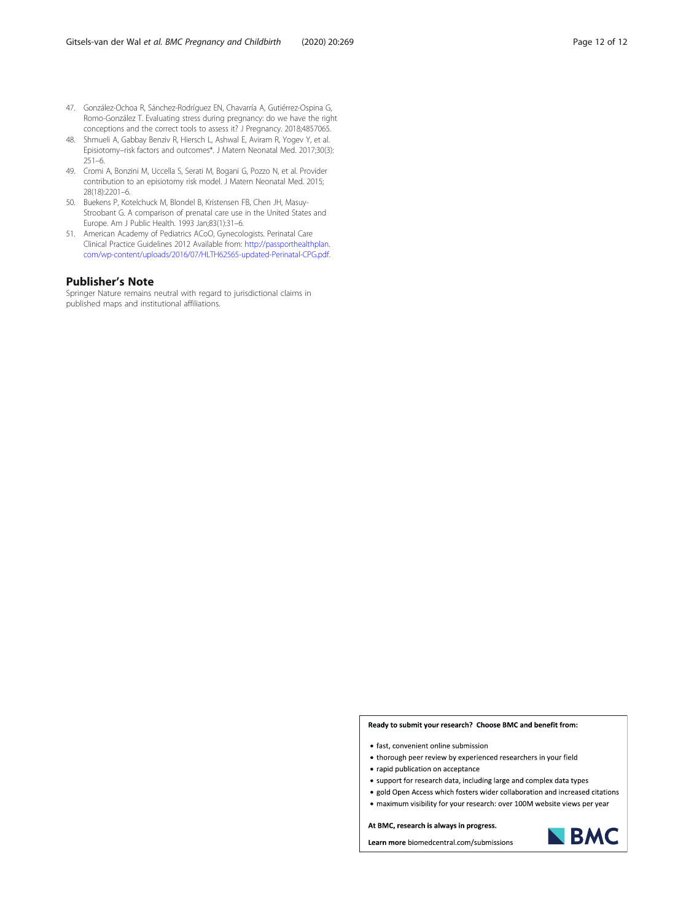47. González-Ochoa R, Sánchez-Rodríguez EN, Chavarría A, Gutiérrez-Ospina G, Romo-González T. Evaluating stress during pregnancy: do we have the right conceptions and the correct tools to assess it? J Pregnancy. 2018;4857065.
48. Shmueli A, Gabbay Benziv R, Hiersch L, Ashwal E, Aviram R, Yogev Y, et al. Episiotomy–risk factors and outcomes*. J Matern Neonatal Med. 2017;30(3): 251–6.
49. Cromi A, Bonzini M, Uccella S, Serati M, Bogani G, Pozzo N, et al. Provider contribution to an episiotomy risk model. J Matern Neonatal Med. 2015; 28(18):2201–6.
50. Buekens P, Kotelchuck M, Blondel B, Kristensen FB, Chen JH, Masuy-Stroobant G. A comparison of prenatal care use in the United States and Europe. Am J Public Health. 1993 Jan;83(1):31–6.
51. American Academy of Pediatrics ACoO, Gynecologists. Perinatal Care Clinical Practice Guidelines 2012 Available from: http://passporthealthplan.com/wp-content/uploads/2016/07/HLTH62565-updated-Perinatal-CPG.pdf.

## Publisher's Note

Springer Nature remains neutral with regard to jurisdictional claims in published maps and institutional affiliations.

**Ready to submit your research? Choose BMC and benefit from:**

- fast, convenient online submission
- thorough peer review by experienced researchers in your field
- rapid publication on acceptance
- support for research data, including large and complex data types
- gold Open Access which fosters wider collaboration and increased citations
- maximum visibility for your research: over 100M website views per year

**At BMC, research is always in progress.**

**Learn more** biomedcentral.com/submissions

BMC